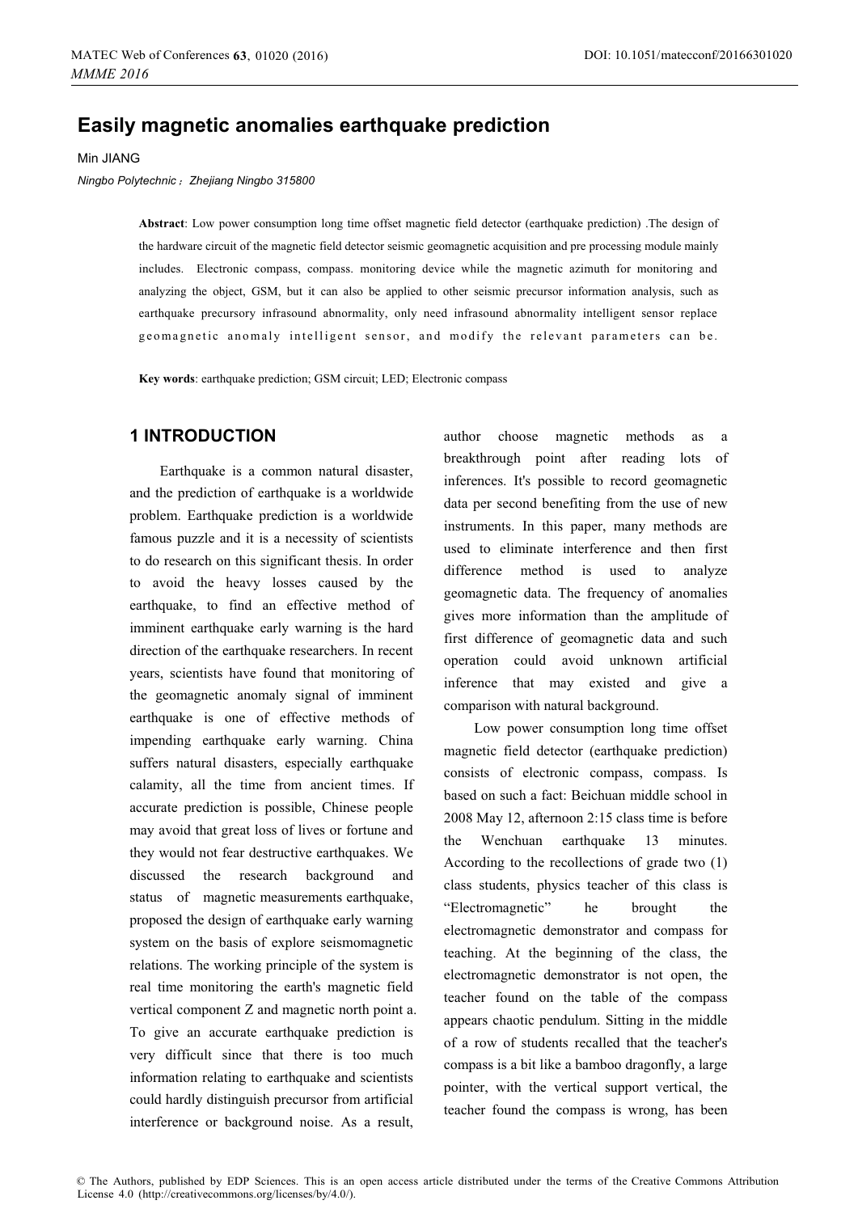# Easily magnetic anomalies earthquake prediction

Min JIANG

*Ningbo Polytechnic；Zhejiang Ningbo 315800*

**Abstract**: Low power consumption long time offset magnetic field detector (earthquake prediction) .The design of the hardware circuit of the magnetic field detector seismic geomagnetic acquisition and pre processing module mainly includes. Electronic compass, compass. monitoring device while the magnetic azimuth for monitoring and analyzing the object, GSM, but it can also be applied to other seismic precursor information analysis, such as earthquake precursory infrasound abnormality, only need infrasound abnormality intelligent sensor replace geomagnetic anomaly intelligent sensor, and modify the relevant parameters can be.

**Key words**: earthquake prediction; GSM circuit; LED; Electronic compass

## 1 INTRODUCTION

Earthquake is a common natural disaster, and the prediction of earthquake is a worldwide problem. Earthquake prediction is a worldwide famous puzzle and it is a necessity of scientists to do research on this significant thesis. In order to avoid the heavy losses caused by the earthquake, to find an effective method of imminent earthquake early warning is the hard direction of the earthquake researchers. In recent years, scientists have found that monitoring of the geomagnetic anomaly signal of imminent earthquake is one of effective methods of impending earthquake early warning. China suffers natural disasters, especially earthquake calamity, all the time from ancient times. If accurate prediction is possible, Chinese people may avoid that great loss of lives or fortune and they would not fear destructive earthquakes. We discussed the research background and status of magnetic measurements earthquake, proposed the design of earthquake early warning system on the basis of explore seismomagnetic relations. The working principle of the system is real time monitoring the earth's magnetic field vertical component Z and magnetic north point a. To give an accurate earthquake prediction is very difficult since that there is too much information relating to earthquake and scientists could hardly distinguish precursor from artificial interference or background noise. As a result, author choose magnetic methods as a breakthrough point after reading lots of inferences. It's possible to record geomagnetic data per second benefiting from the use of new instruments. In this paper, many methods are used to eliminate interference and then first difference method is used to analyze geomagnetic data. The frequency of anomalies gives more information than the amplitude of first difference of geomagnetic data and such operation could avoid unknown artificial inference that may existed and give a comparison with natural background.

Low power consumption long time offset magnetic field detector (earthquake prediction) consists of electronic compass, compass. Is based on such a fact: Beichuan middle school in 2008 May 12, afternoon 2:15 class time is before the Wenchuan earthquake 13 minutes. According to the recollections of grade two (1) class students, physics teacher of this class is "Electromagnetic" he brought the electromagnetic demonstrator and compass for teaching. At the beginning of the class, the electromagnetic demonstrator is not open, the teacher found on the table of the compass appears chaotic pendulum. Sitting in the middle of a row of students recalled that the teacher's compass is a bit like a bamboo dragonfly, a large pointer, with the vertical support vertical, the teacher found the compass is wrong, has been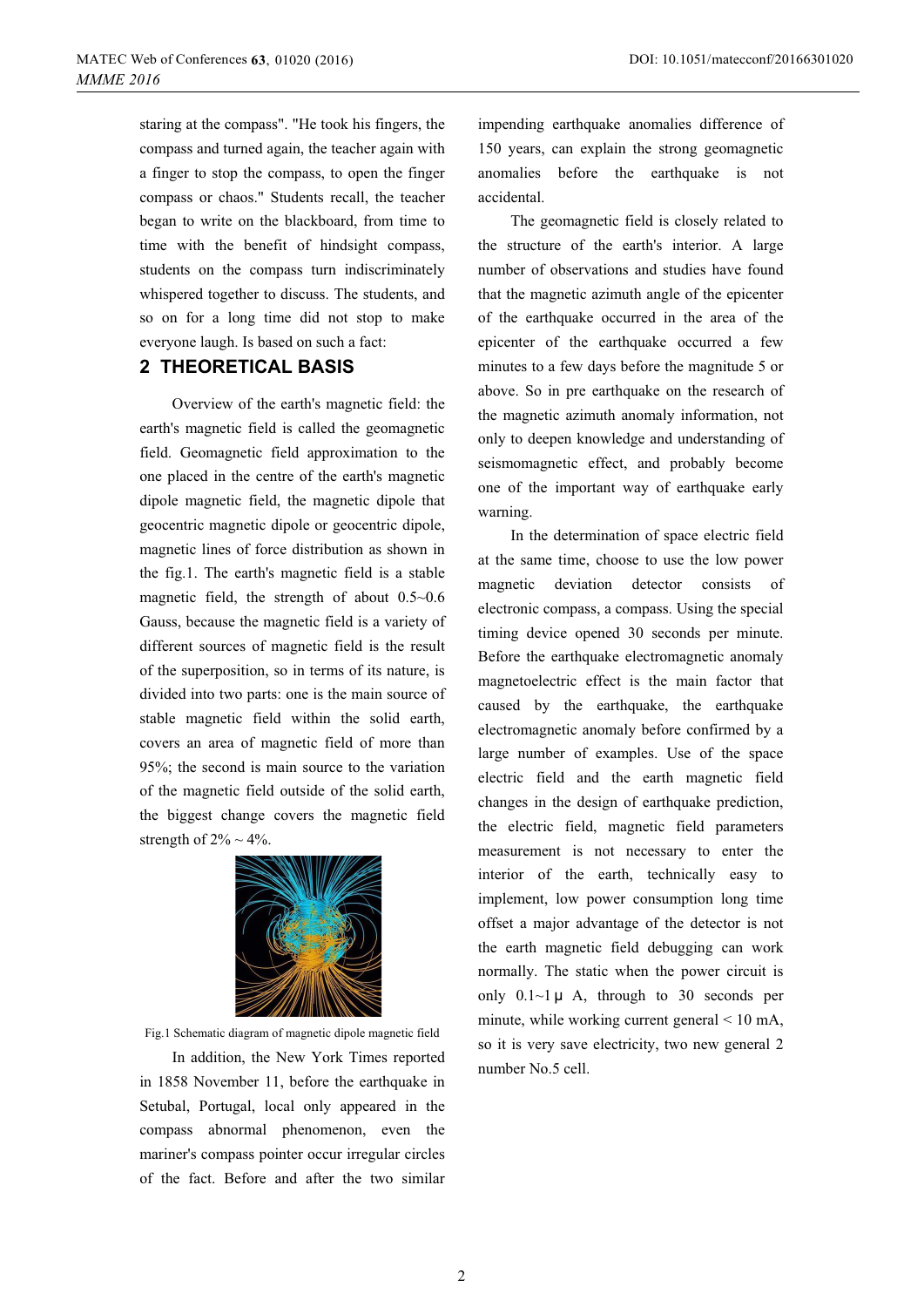staring at the compass". "He took his fingers, the compass and turned again, the teacher again with a finger to stop the compass, to open the finger compass or chaos." Students recall, the teacher began to write on the blackboard, from time to time with the benefit of hindsight compass, students on the compass turn indiscriminately whispered together to discuss. The students, and so on for a long time did not stop to make everyone laugh. Is based on such a fact:

## 2 THEORETICAL BASIS

Overview of the earth's magnetic field: the earth's magnetic field is called the geomagnetic field. Geomagnetic field approximation to the one placed in the centre of the earth's magnetic dipole magnetic field, the magnetic dipole that geocentric magnetic dipole or geocentric dipole, magnetic lines of force distribution as shown in the fig.1. The earth's magnetic field is a stable magnetic field, the strength of about 0.5~0.6 Gauss, because the magnetic field is a variety of different sources of magnetic field is the result of the superposition, so in terms of its nature, is divided into two parts: one is the main source of stable magnetic field within the solid earth, covers an area of magnetic field of more than 95%; the second is main source to the variation of the magnetic field outside of the solid earth, the biggest change covers the magnetic field strength of 2% ~ 4%.

Fig.1 Schematic diagram of magnetic dipole magnetic field

In addition, the New York Times reported in 1858 November 11, before the earthquake in Setubal, Portugal, local only appeared in the compass abnormal phenomenon, even the mariner's compass pointer occur irregular circles of the fact. Before and after the two similar impending earthquake anomalies difference of 150 years, can explain the strong geomagnetic anomalies before the earthquake is not accidental.

The geomagnetic field is closely related to the structure of the earth's interior. A large number of observations and studies have found that the magnetic azimuth angle of the epicenter of the earthquake occurred in the area of the epicenter of the earthquake occurred a few minutes to a few days before the magnitude 5 or above. So in pre earthquake on the research of the magnetic azimuth anomaly information, not only to deepen knowledge and understanding of seismomagnetic effect, and probably become one of the important way of earthquake early warning.

In the determination of space electric field at the same time, choose to use the low power magnetic deviation detector consists of electronic compass, a compass. Using the special timing device opened 30 seconds per minute. Before the earthquake electromagnetic anomaly magnetoelectric effect is the main factor that caused by the earthquake, the earthquake electromagnetic anomaly before confirmed by a large number of examples. Use of the space electric field and the earth magnetic field changes in the design of earthquake prediction, the electric field, magnetic field parameters measurement is not necessary to enter the interior of the earth, technically easy to implement, low power consumption long time offset a major advantage of the detector is not the earth magnetic field debugging can work normally. The static when the power circuit is only 0.1~1 μ A, through to 30 seconds per minute, while working current general < 10 mA, so it is very save electricity, two new general 2 number No.5 cell.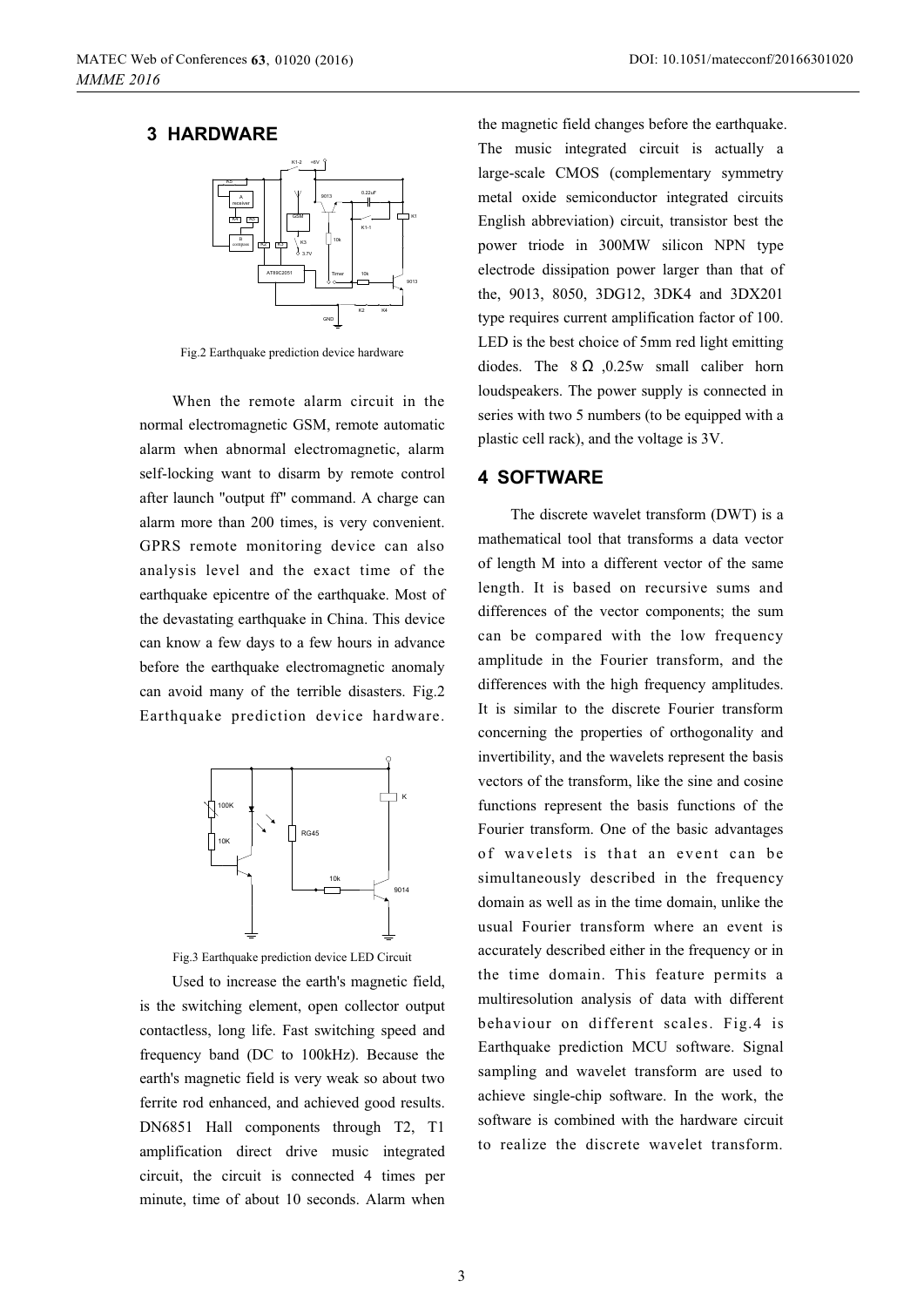## 3 HARDWARE

Fig.2 Earthquake prediction device hardware

When the remote alarm circuit in the normal electromagnetic GSM, remote automatic alarm when abnormal electromagnetic, alarm self-locking want to disarm by remote control after launch "output ff" command. A charge can alarm more than 200 times, is very convenient. GPRS remote monitoring device can also analysis level and the exact time of the earthquake epicentre of the earthquake. Most of the devastating earthquake in China. This device can know a few days to a few hours in advance before the earthquake electromagnetic anomaly can avoid many of the terrible disasters. Fig.2 Earthquake prediction device hardware.

Fig.3 Earthquake prediction device LED Circuit

Used to increase the earth's magnetic field, is the switching element, open collector output contactless, long life. Fast switching speed and frequency band (DC to 100kHz). Because the earth's magnetic field is very weak so about two ferrite rod enhanced, and achieved good results. DN6851 Hall components through T2, T1 amplification direct drive music integrated circuit, the circuit is connected 4 times per minute, time of about 10 seconds. Alarm when the magnetic field changes before the earthquake. The music integrated circuit is actually a large-scale CMOS (complementary symmetry metal oxide semiconductor integrated circuits English abbreviation) circuit, transistor best the power triode in 300MW silicon NPN type electrode dissipation power larger than that of the, 9013, 8050, 3DG12, 3DK4 and 3DX201 type requires current amplification factor of 100. LED is the best choice of 5mm red light emitting diodes. The 8 Ω ,0.25w small caliber horn loudspeakers. The power supply is connected in series with two 5 numbers (to be equipped with a plastic cell rack), and the voltage is 3V.

## 4 SOFTWARE

The discrete wavelet transform (DWT) is a mathematical tool that transforms a data vector of length M into a different vector of the same length. It is based on recursive sums and differences of the vector components; the sum can be compared with the low frequency amplitude in the Fourier transform, and the differences with the high frequency amplitudes. It is similar to the discrete Fourier transform concerning the properties of orthogonality and invertibility, and the wavelets represent the basis vectors of the transform, like the sine and cosine functions represent the basis functions of the Fourier transform. One of the basic advantages of wavelets is that an event can be simultaneously described in the frequency domain as well as in the time domain, unlike the usual Fourier transform where an event is accurately described either in the frequency or in the time domain. This feature permits a multiresolution analysis of data with different behaviour on different scales. Fig.4 is Earthquake prediction MCU software. Signal sampling and wavelet transform are used to achieve single-chip software. In the work, the software is combined with the hardware circuit to realize the discrete wavelet transform.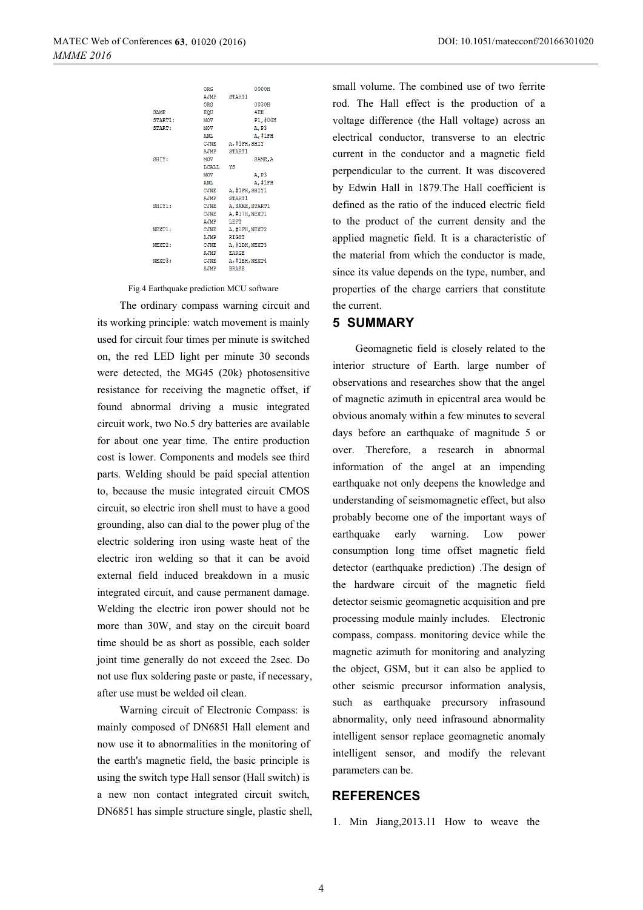```
            ORG         0000H
            AJMP   START1
            ORG         0030H
SAME        EQU         4EH
START1:     MOV         P1,#00H
START:      MOV         A,P3
            ANL         A,#1FH
            CJNE   A,#1FH,SHIY
            AJMP   START1
SHIY:       MOV         SAME,A
            LCALL  YS
            MOV         A,P3
            ANL         A,#1FH
            CJNE   A,#1FH,SHIY1
            AJMP   START1
SHIY1:      CJNE   A,SAME,START1
            CJNE   A,#17H,NEXT1
            AJMP   LEFT
NEXT1:      CJNE   A,#0FH,NEXT2
            AJMP   RIGHT
NEXT2:      CJNE   A,#1DH,NEXT3
            AJMP   EARGE
NEXT3:      CJNE   A,#1EH,NEXT4
            AJMP   BRAKE
```

Fig.4 Earthquake prediction MCU software

The ordinary compass warning circuit and its working principle: watch movement is mainly used for circuit four times per minute is switched on, the red LED light per minute 30 seconds were detected, the MG45 (20k) photosensitive resistance for receiving the magnetic offset, if found abnormal driving a music integrated circuit work, two No.5 dry batteries are available for about one year time. The entire production cost is lower. Components and models see third parts. Welding should be paid special attention to, because the music integrated circuit CMOS circuit, so electric iron shell must to have a good grounding, also can dial to the power plug of the electric soldering iron using waste heat of the electric iron welding so that it can be avoid external field induced breakdown in a music integrated circuit, and cause permanent damage. Welding the electric iron power should not be more than 30W, and stay on the circuit board time should be as short as possible, each solder joint time generally do not exceed the 2sec. Do not use flux soldering paste or paste, if necessary, after use must be welded oil clean.

Warning circuit of Electronic Compass: is mainly composed of DN685l Hall element and now use it to abnormalities in the monitoring of the earth's magnetic field, the basic principle is using the switch type Hall sensor (Hall switch) is a new non contact integrated circuit switch, DN6851 has simple structure single, plastic shell, small volume. The combined use of two ferrite rod. The Hall effect is the production of a voltage difference (the Hall voltage) across an electrical conductor, transverse to an electric current in the conductor and a magnetic field perpendicular to the current. It was discovered by Edwin Hall in 1879.The Hall coefficient is defined as the ratio of the induced electric field to the product of the current density and the applied magnetic field. It is a characteristic of the material from which the conductor is made, since its value depends on the type, number, and properties of the charge carriers that constitute the current.

## 5 SUMMARY

Geomagnetic field is closely related to the interior structure of Earth. large number of observations and researches show that the angel of magnetic azimuth in epicentral area would be obvious anomaly within a few minutes to several days before an earthquake of magnitude 5 or over. Therefore, a research in abnormal information of the angel at an impending earthquake not only deepens the knowledge and understanding of seismomagnetic effect, but also probably become one of the important ways of earthquake early warning. Low power consumption long time offset magnetic field detector (earthquake prediction) .The design of the hardware circuit of the magnetic field detector seismic geomagnetic acquisition and pre processing module mainly includes. Electronic compass, compass. monitoring device while the magnetic azimuth for monitoring and analyzing the object, GSM, but it can also be applied to other seismic precursor information analysis, such as earthquake precursory infrasound abnormality, only need infrasound abnormality intelligent sensor replace geomagnetic anomaly intelligent sensor, and modify the relevant parameters can be.

## REFERENCES

1. Min Jiang,2013.11 How to weave the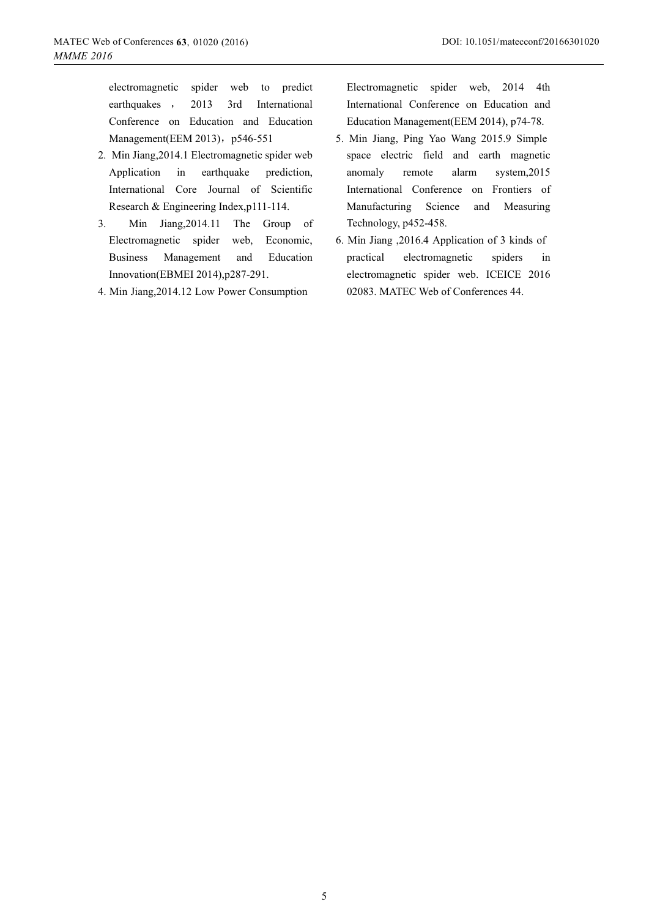electromagnetic spider web to predict earthquakes ， 2013 3rd International Conference on Education and Education Management(EEM 2013)，p546-551

2. Min Jiang,2014.1 Electromagnetic spider web Application in earthquake prediction, International Core Journal of Scientific Research & Engineering Index,p111-114.
3. Min Jiang,2014.11 The Group of Electromagnetic spider web, Economic, Business Management and Education Innovation(EBMEI 2014),p287-291.
4. Min Jiang,2014.12 Low Power Consumption Electromagnetic spider web, 2014 4th International Conference on Education and Education Management(EEM 2014), p74-78.
5. Min Jiang, Ping Yao Wang 2015.9 Simple space electric field and earth magnetic anomaly remote alarm system,2015 International Conference on Frontiers of Manufacturing Science and Measuring Technology, p452-458.
6. Min Jiang ,2016.4 Application of 3 kinds of practical electromagnetic spiders in electromagnetic spider web. ICEICE 2016 02083. MATEC Web of Conferences 44.